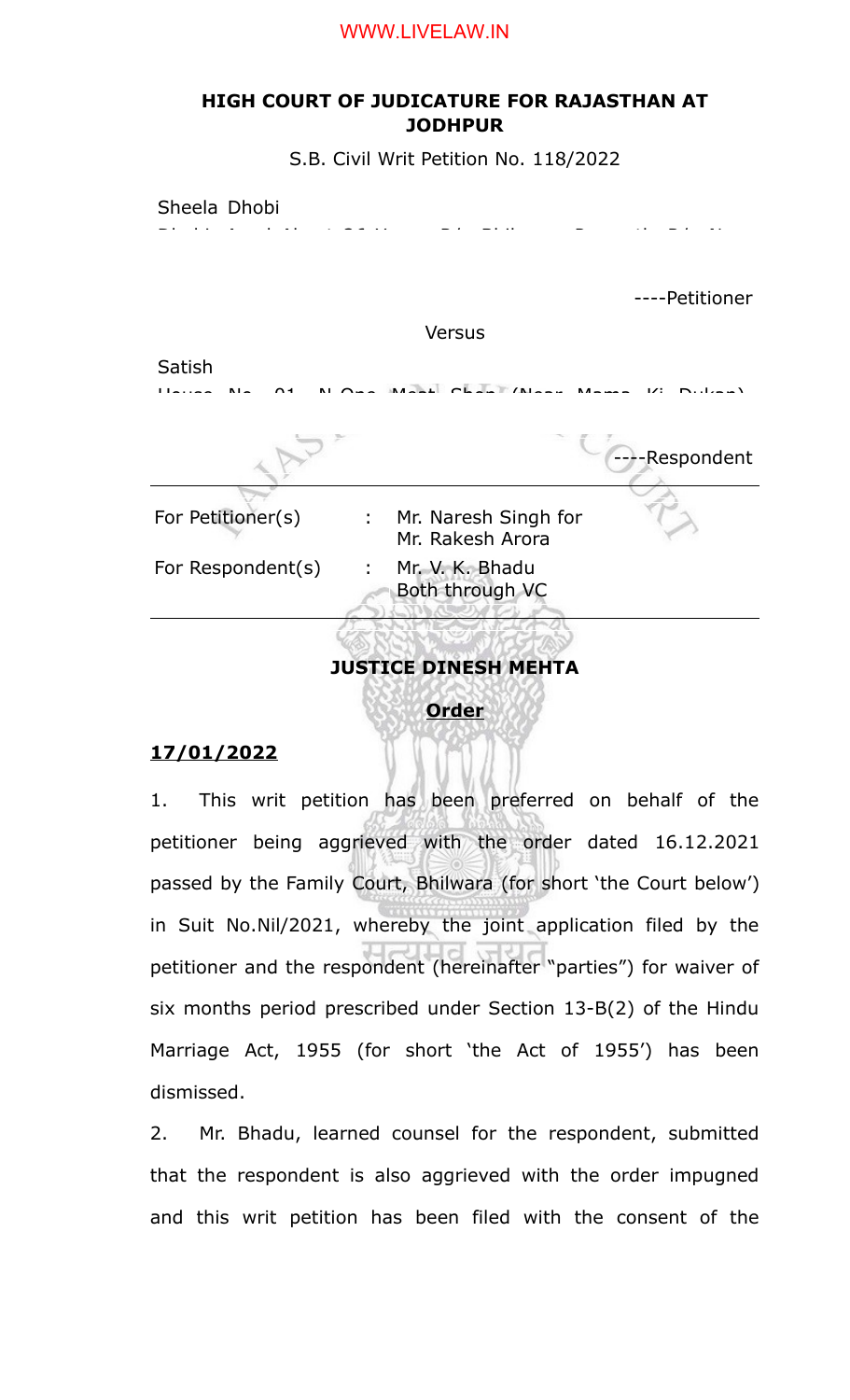WWW.LIVELAW.IN

**HIGH COURT OF JUDICATURE FOR RAJASTHAN AT JODHPUR**

S.B. Civil Writ Petition No. 118/2022

Sheela Dhobi

----Petitioner

Versus

Satish

----Respondent

| | | |
|---|---|---|
| For Petitioner(s) | : | Mr. Naresh Singh for Mr. Rakesh Arora |
| For Respondent(s) | : | Mr. V. K. Bhadu Both through VC |

**JUSTICE DINESH MEHTA**

**Order**

**17/01/2022**

1. This writ petition has been preferred on behalf of the petitioner being aggrieved with the order dated 16.12.2021 passed by the Family Court, Bhilwara (for short 'the Court below') in Suit No.Nil/2021, whereby the joint application filed by the petitioner and the respondent (hereinafter "parties") for waiver of six months period prescribed under Section 13-B(2) of the Hindu Marriage Act, 1955 (for short 'the Act of 1955') has been dismissed.

2. Mr. Bhadu, learned counsel for the respondent, submitted that the respondent is also aggrieved with the order impugned and this writ petition has been filed with the consent of the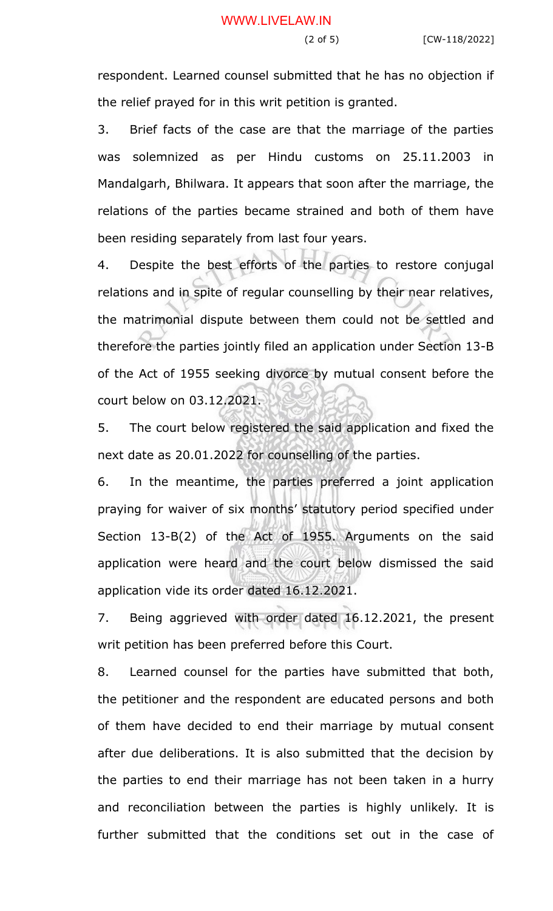respondent. Learned counsel submitted that he has no objection if the relief prayed for in this writ petition is granted.

3. Brief facts of the case are that the marriage of the parties was solemnized as per Hindu customs on 25.11.2003 in Mandalgarh, Bhilwara. It appears that soon after the marriage, the relations of the parties became strained and both of them have been residing separately from last four years.

4. Despite the best efforts of the parties to restore conjugal relations and in spite of regular counselling by their near relatives, the matrimonial dispute between them could not be settled and therefore the parties jointly filed an application under Section 13-B of the Act of 1955 seeking divorce by mutual consent before the court below on 03.12.2021.

5. The court below registered the said application and fixed the next date as 20.01.2022 for counselling of the parties.

6. In the meantime, the parties preferred a joint application praying for waiver of six months' statutory period specified under Section 13-B(2) of the Act of 1955. Arguments on the said application were heard and the court below dismissed the said application vide its order dated 16.12.2021.

7. Being aggrieved with order dated 16.12.2021, the present writ petition has been preferred before this Court.

8. Learned counsel for the parties have submitted that both, the petitioner and the respondent are educated persons and both of them have decided to end their marriage by mutual consent after due deliberations. It is also submitted that the decision by the parties to end their marriage has not been taken in a hurry and reconciliation between the parties is highly unlikely. It is further submitted that the conditions set out in the case of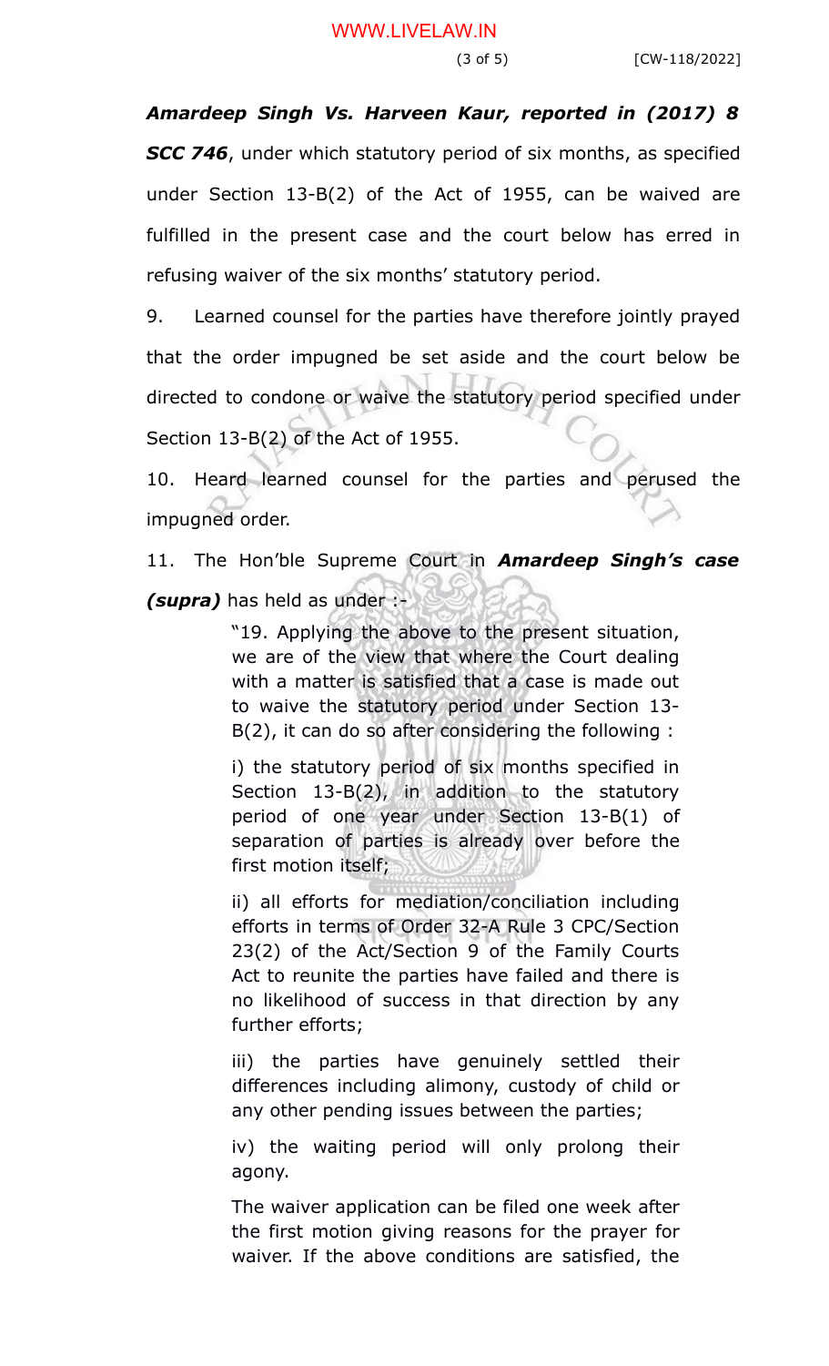***Amardeep Singh Vs. Harveen Kaur, reported in (2017) 8 SCC 746***, under which statutory period of six months, as specified under Section 13-B(2) of the Act of 1955, can be waived are fulfilled in the present case and the court below has erred in refusing waiver of the six months' statutory period.

9. Learned counsel for the parties have therefore jointly prayed that the order impugned be set aside and the court below be directed to condone or waive the statutory period specified under Section 13-B(2) of the Act of 1955.

10. Heard learned counsel for the parties and perused the impugned order.

11. The Hon'ble Supreme Court in ***Amardeep Singh's case (supra)*** has held as under :-

> "19. Applying the above to the present situation, we are of the view that where the Court dealing with a matter is satisfied that a case is made out to waive the statutory period under Section 13-B(2), it can do so after considering the following :
>
> i) the statutory period of six months specified in Section 13-B(2), in addition to the statutory period of one year under Section 13-B(1) of separation of parties is already over before the first motion itself;
>
> ii) all efforts for mediation/conciliation including efforts in terms of Order 32-A Rule 3 CPC/Section 23(2) of the Act/Section 9 of the Family Courts Act to reunite the parties have failed and there is no likelihood of success in that direction by any further efforts;
>
> iii) the parties have genuinely settled their differences including alimony, custody of child or any other pending issues between the parties;
>
> iv) the waiting period will only prolong their agony.
>
> The waiver application can be filed one week after the first motion giving reasons for the prayer for waiver. If the above conditions are satisfied, the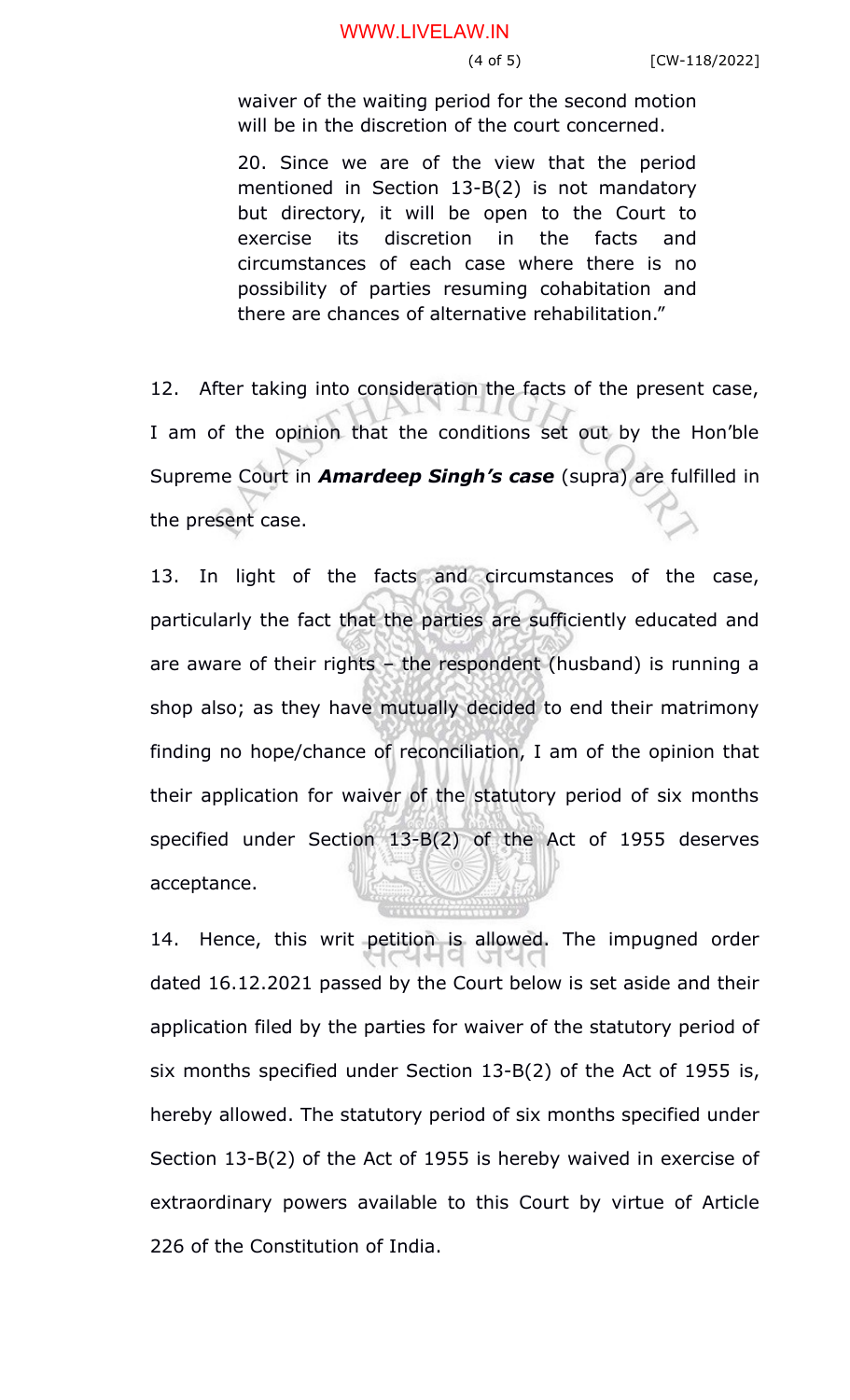> waiver of the waiting period for the second motion will be in the discretion of the court concerned.
>
> 20. Since we are of the view that the period mentioned in Section 13-B(2) is not mandatory but directory, it will be open to the Court to exercise its discretion in the facts and circumstances of each case where there is no possibility of parties resuming cohabitation and there are chances of alternative rehabilitation."

12. After taking into consideration the facts of the present case, I am of the opinion that the conditions set out by the Hon'ble Supreme Court in ***Amardeep Singh's case*** (supra) are fulfilled in the present case.

13. In light of the facts and circumstances of the case, particularly the fact that the parties are sufficiently educated and are aware of their rights – the respondent (husband) is running a shop also; as they have mutually decided to end their matrimony finding no hope/chance of reconciliation, I am of the opinion that their application for waiver of the statutory period of six months specified under Section 13-B(2) of the Act of 1955 deserves acceptance.

14. Hence, this writ petition is allowed. The impugned order dated 16.12.2021 passed by the Court below is set aside and their application filed by the parties for waiver of the statutory period of six months specified under Section 13-B(2) of the Act of 1955 is, hereby allowed. The statutory period of six months specified under Section 13-B(2) of the Act of 1955 is hereby waived in exercise of extraordinary powers available to this Court by virtue of Article 226 of the Constitution of India.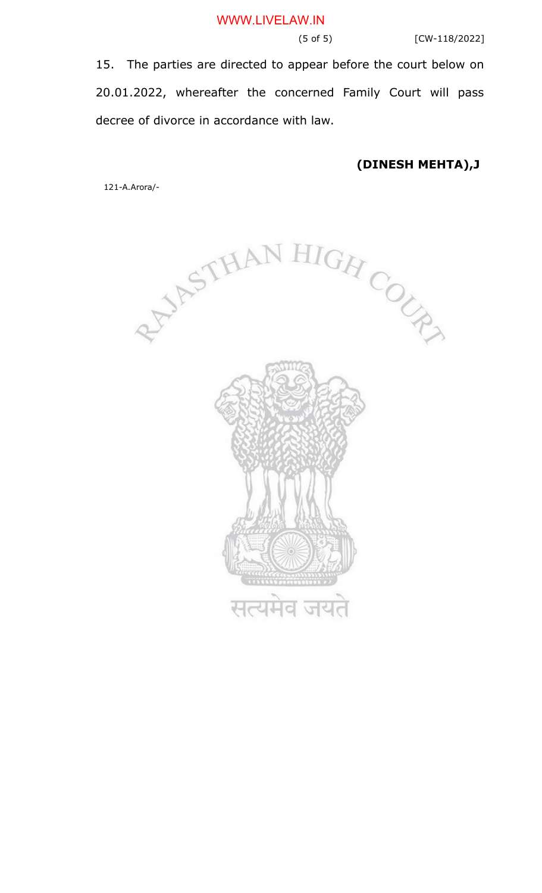15. The parties are directed to appear before the court below on 20.01.2022, whereafter the concerned Family Court will pass decree of divorce in accordance with law.

**(DINESH MEHTA),J**

121-A.Arora/-